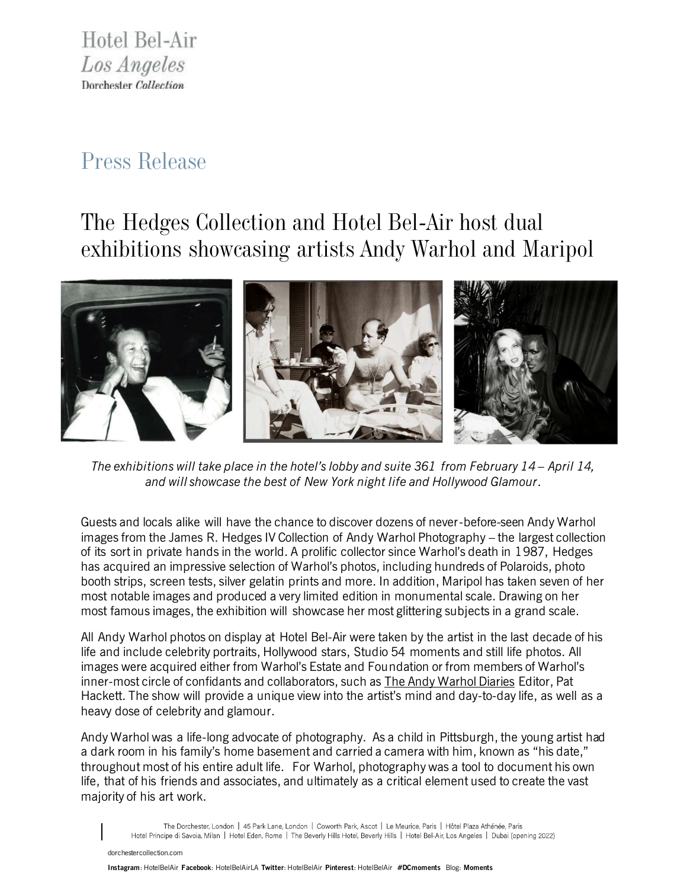Hotel Bel-Air
*Los Angeles*
Dorchester *Collection*

# Press Release

## The Hedges Collection and Hotel Bel-Air host dual exhibitions showcasing artists Andy Warhol and Maripol

*The exhibitions will take place in the hotel's lobby and suite 361 from February 14 – April 14, and will showcase the best of New York night life and Hollywood Glamour.*

Guests and locals alike will have the chance to discover dozens of never-before-seen Andy Warhol images from the James R. Hedges IV Collection of Andy Warhol Photography – the largest collection of its sort in private hands in the world. A prolific collector since Warhol's death in 1987, Hedges has acquired an impressive selection of Warhol's photos, including hundreds of Polaroids, photo booth strips, screen tests, silver gelatin prints and more. In addition, Maripol has taken seven of her most notable images and produced a very limited edition in monumental scale. Drawing on her most famous images, the exhibition will showcase her most glittering subjects in a grand scale.

All Andy Warhol photos on display at Hotel Bel-Air were taken by the artist in the last decade of his life and include celebrity portraits, Hollywood stars, Studio 54 moments and still life photos. All images were acquired either from Warhol's Estate and Foundation or from members of Warhol's inner-most circle of confidants and collaborators, such as The Andy Warhol Diaries Editor, Pat Hackett. The show will provide a unique view into the artist's mind and day-to-day life, as well as a heavy dose of celebrity and glamour.

Andy Warhol was a life-long advocate of photography. As a child in Pittsburgh, the young artist had a dark room in his family's home basement and carried a camera with him, known as "his date," throughout most of his entire adult life. For Warhol, photography was a tool to document his own life, that of his friends and associates, and ultimately as a critical element used to create the vast majority of his art work.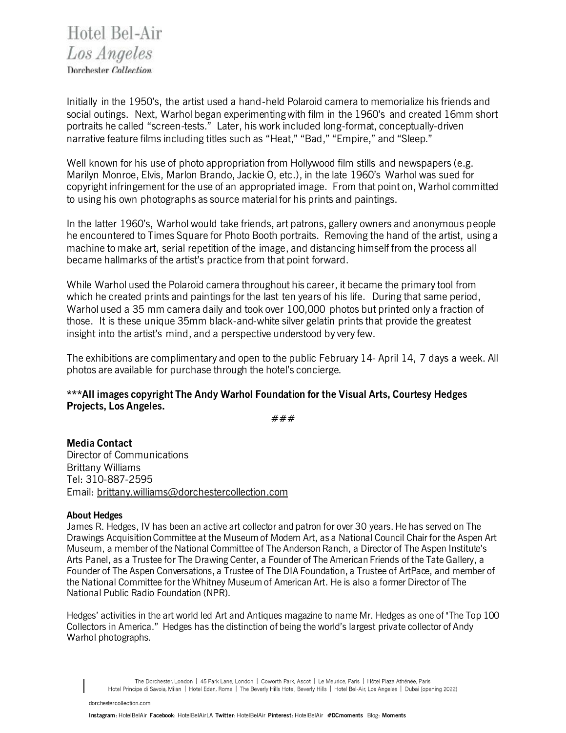Initially in the 1950's, the artist used a hand-held Polaroid camera to memorialize his friends and social outings. Next, Warhol began experimenting with film in the 1960's and created 16mm short portraits he called "screen-tests." Later, his work included long-format, conceptually-driven narrative feature films including titles such as "Heat," "Bad," "Empire," and "Sleep."

Well known for his use of photo appropriation from Hollywood film stills and newspapers (e.g. Marilyn Monroe, Elvis, Marlon Brando, Jackie O, etc.), in the late 1960's Warhol was sued for copyright infringement for the use of an appropriated image. From that point on, Warhol committed to using his own photographs as source material for his prints and paintings.

In the latter 1960's, Warhol would take friends, art patrons, gallery owners and anonymous people he encountered to Times Square for Photo Booth portraits. Removing the hand of the artist, using a machine to make art, serial repetition of the image, and distancing himself from the process all became hallmarks of the artist's practice from that point forward.

While Warhol used the Polaroid camera throughout his career, it became the primary tool from which he created prints and paintings for the last ten years of his life. During that same period, Warhol used a 35 mm camera daily and took over 100,000 photos but printed only a fraction of those. It is these unique 35mm black-and-white silver gelatin prints that provide the greatest insight into the artist's mind, and a perspective understood by very few.

The exhibitions are complimentary and open to the public February 14- April 14, 7 days a week. All photos are available for purchase through the hotel's concierge.

**\*\*\*All images copyright The Andy Warhol Foundation for the Visual Arts, Courtesy Hedges Projects, Los Angeles.**

###

**Media Contact**
Director of Communications
Brittany Williams
Tel: 310-887-2595
Email: brittany.williams@dorchestercollection.com

**About Hedges**

James R. Hedges, IV has been an active art collector and patron for over 30 years. He has served on The Drawings Acquisition Committee at the Museum of Modern Art, as a National Council Chair for the Aspen Art Museum, a member of the National Committee of The Anderson Ranch, a Director of The Aspen Institute's Arts Panel, as a Trustee for The Drawing Center, a Founder of The American Friends of the Tate Gallery, a Founder of The Aspen Conversations, a Trustee of The DIA Foundation, a Trustee of ArtPace, and member of the National Committee for the Whitney Museum of American Art. He is also a former Director of The National Public Radio Foundation (NPR).

Hedges' activities in the art world led Art and Antiques magazine to name Mr. Hedges as one of "The Top 100 Collectors in America." Hedges has the distinction of being the world's largest private collector of Andy Warhol photographs.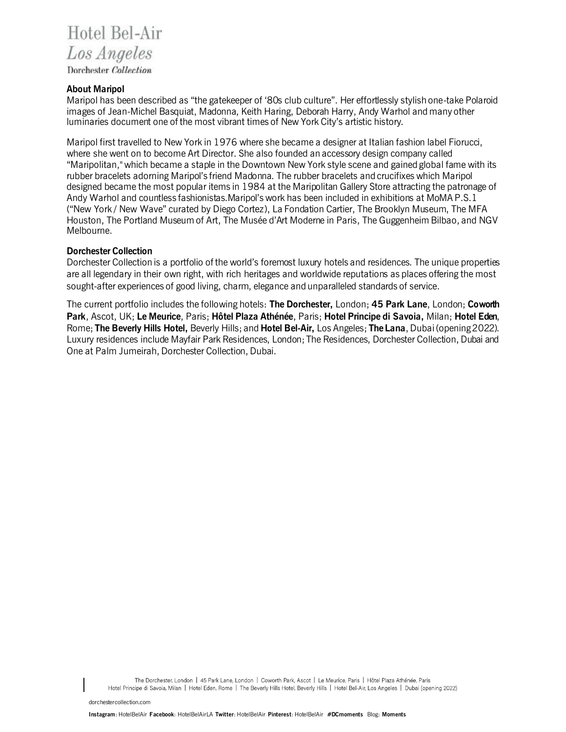## About Maripol

Maripol has been described as "the gatekeeper of '80s club culture". Her effortlessly stylish one-take Polaroid images of Jean-Michel Basquiat, Madonna, Keith Haring, Deborah Harry, Andy Warhol and many other luminaries document one of the most vibrant times of New York City's artistic history.

Maripol first travelled to New York in 1976 where she became a designer at Italian fashion label Fiorucci, where she went on to become Art Director. She also founded an accessory design company called "Maripolitan," which became a staple in the Downtown New York style scene and gained global fame with its rubber bracelets adorning Maripol's friend Madonna. The rubber bracelets and crucifixes which Maripol designed became the most popular items in 1984 at the Maripolitan Gallery Store attracting the patronage of Andy Warhol and countless fashionistas.Maripol's work has been included in exhibitions at MoMA P.S.1 ("New York / New Wave" curated by Diego Cortez), La Fondation Cartier, The Brooklyn Museum, The MFA Houston, The Portland Museum of Art, The Musée d'Art Moderne in Paris, The Guggenheim Bilbao, and NGV Melbourne.

## Dorchester Collection

Dorchester Collection is a portfolio of the world's foremost luxury hotels and residences. The unique properties are all legendary in their own right, with rich heritages and worldwide reputations as places offering the most sought-after experiences of good living, charm, elegance and unparalleled standards of service.

The current portfolio includes the following hotels: **The Dorchester,** London; **45 Park Lane**, London; **Coworth Park**, Ascot, UK; **Le Meurice**, Paris; **Hôtel Plaza Athénée**, Paris; **Hotel Principe di Savoia,** Milan; **Hotel Eden**, Rome; **The Beverly Hills Hotel,** Beverly Hills; and **Hotel Bel-Air,** Los Angeles; **The Lana**, Dubai (opening 2022). Luxury residences include Mayfair Park Residences, London; The Residences, Dorchester Collection, Dubai and One at Palm Jumeirah, Dorchester Collection, Dubai.